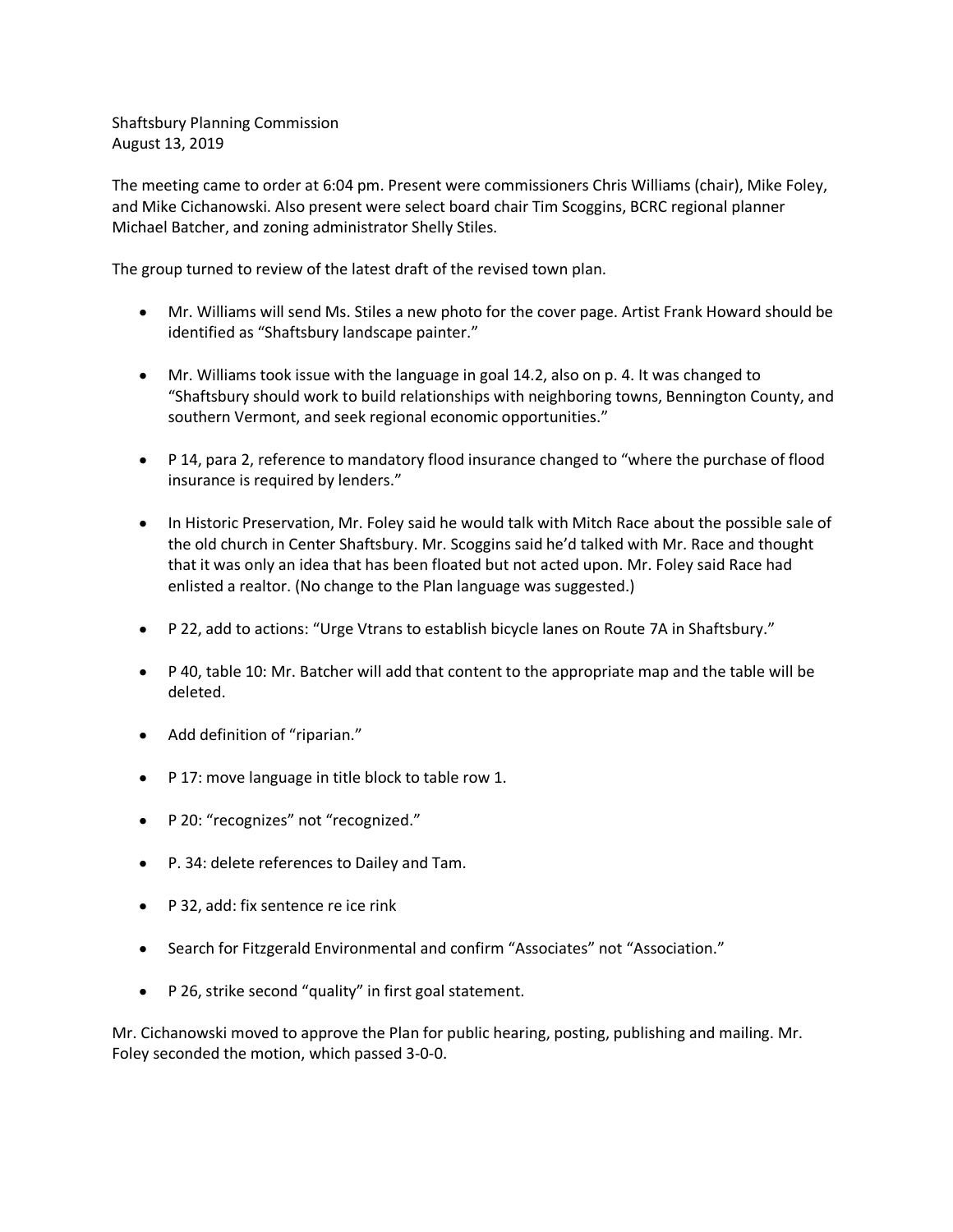Shaftsbury Planning Commission
August 13, 2019

The meeting came to order at 6:04 pm. Present were commissioners Chris Williams (chair), Mike Foley, and Mike Cichanowski. Also present were select board chair Tim Scoggins, BCRC regional planner Michael Batcher, and zoning administrator Shelly Stiles.

The group turned to review of the latest draft of the revised town plan.

- Mr. Williams will send Ms. Stiles a new photo for the cover page. Artist Frank Howard should be identified as "Shaftsbury landscape painter."
- Mr. Williams took issue with the language in goal 14.2, also on p. 4. It was changed to "Shaftsbury should work to build relationships with neighboring towns, Bennington County, and southern Vermont, and seek regional economic opportunities."
- P 14, para 2, reference to mandatory flood insurance changed to "where the purchase of flood insurance is required by lenders."
- In Historic Preservation, Mr. Foley said he would talk with Mitch Race about the possible sale of the old church in Center Shaftsbury. Mr. Scoggins said he'd talked with Mr. Race and thought that it was only an idea that has been floated but not acted upon. Mr. Foley said Race had enlisted a realtor. (No change to the Plan language was suggested.)
- P 22, add to actions: "Urge Vtrans to establish bicycle lanes on Route 7A in Shaftsbury."
- P 40, table 10: Mr. Batcher will add that content to the appropriate map and the table will be deleted.
- Add definition of "riparian."
- P 17: move language in title block to table row 1.
- P 20: "recognizes" not "recognized."
- P. 34: delete references to Dailey and Tam.
- P 32, add: fix sentence re ice rink
- Search for Fitzgerald Environmental and confirm "Associates" not "Association."
- P 26, strike second "quality" in first goal statement.

Mr. Cichanowski moved to approve the Plan for public hearing, posting, publishing and mailing. Mr. Foley seconded the motion, which passed 3-0-0.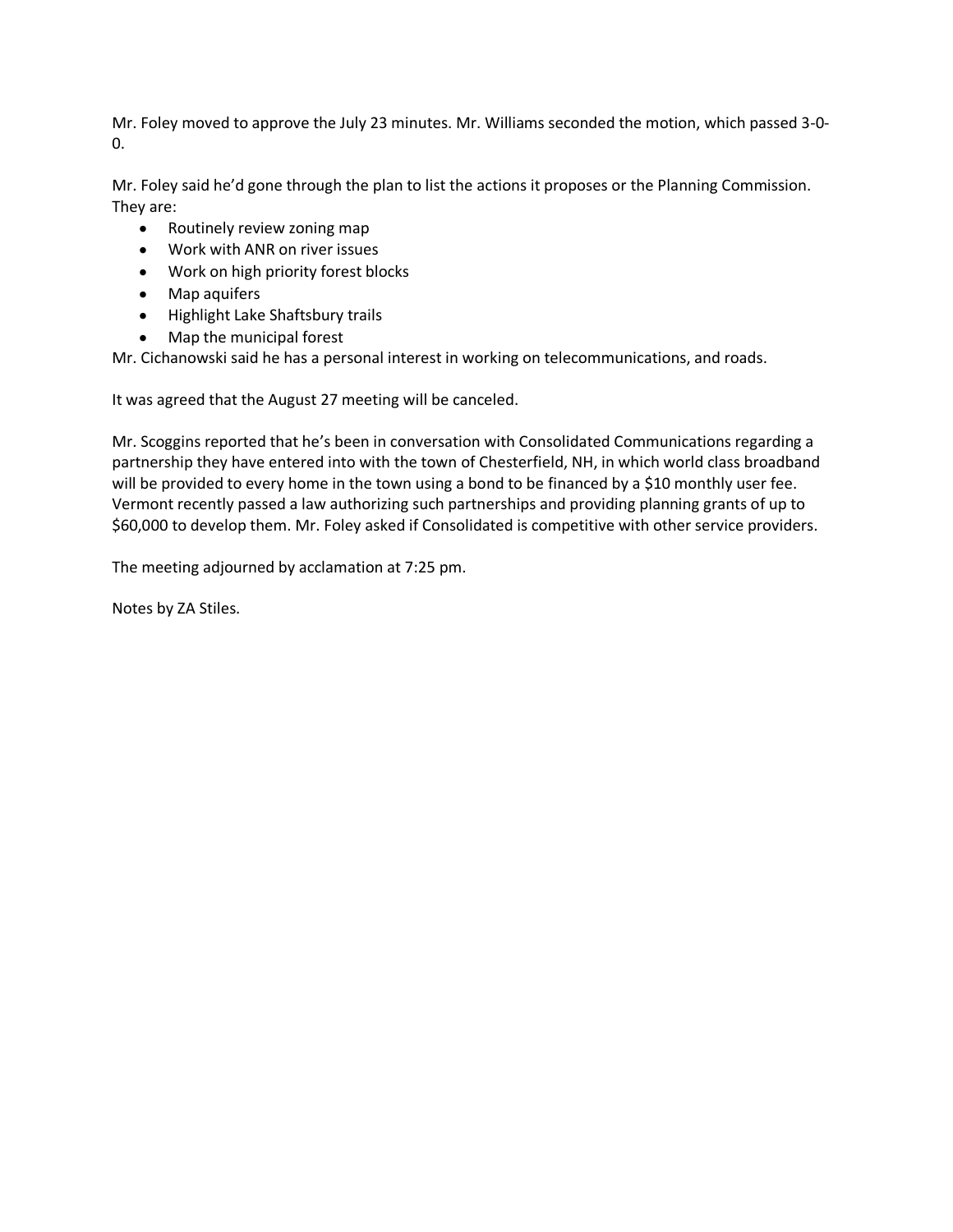Mr. Foley moved to approve the July 23 minutes. Mr. Williams seconded the motion, which passed 3-0-0.

Mr. Foley said he'd gone through the plan to list the actions it proposes or the Planning Commission. They are:

- Routinely review zoning map
- Work with ANR on river issues
- Work on high priority forest blocks
- Map aquifers
- Highlight Lake Shaftsbury trails
- Map the municipal forest

Mr. Cichanowski said he has a personal interest in working on telecommunications, and roads.

It was agreed that the August 27 meeting will be canceled.

Mr. Scoggins reported that he's been in conversation with Consolidated Communications regarding a partnership they have entered into with the town of Chesterfield, NH, in which world class broadband will be provided to every home in the town using a bond to be financed by a $10 monthly user fee. Vermont recently passed a law authorizing such partnerships and providing planning grants of up to $60,000 to develop them. Mr. Foley asked if Consolidated is competitive with other service providers.

The meeting adjourned by acclamation at 7:25 pm.

Notes by ZA Stiles.